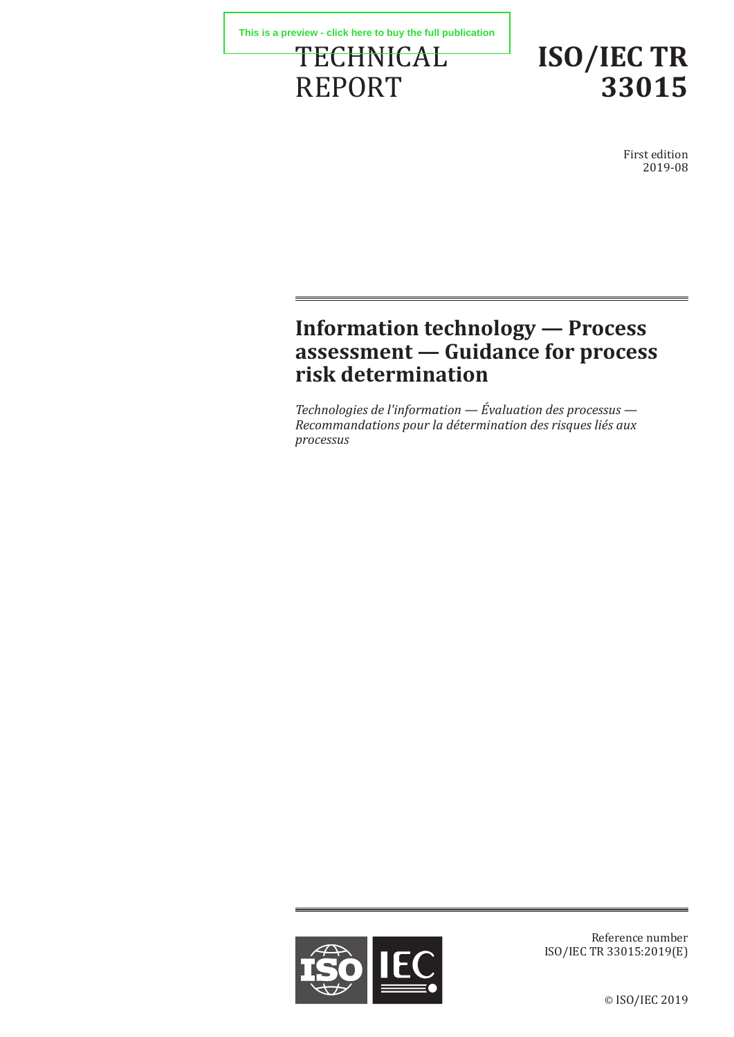This is a preview - click here to buy the full publication

TECHNICAL REPORT

# ISO/IEC TR 33015

First edition
2019-08

# Information technology — Process assessment — Guidance for process risk determination

*Technologies de l'information — Évaluation des processus — Recommandations pour la détermination des risques liés aux processus*

Reference number
ISO/IEC TR 33015:2019(E)

© ISO/IEC 2019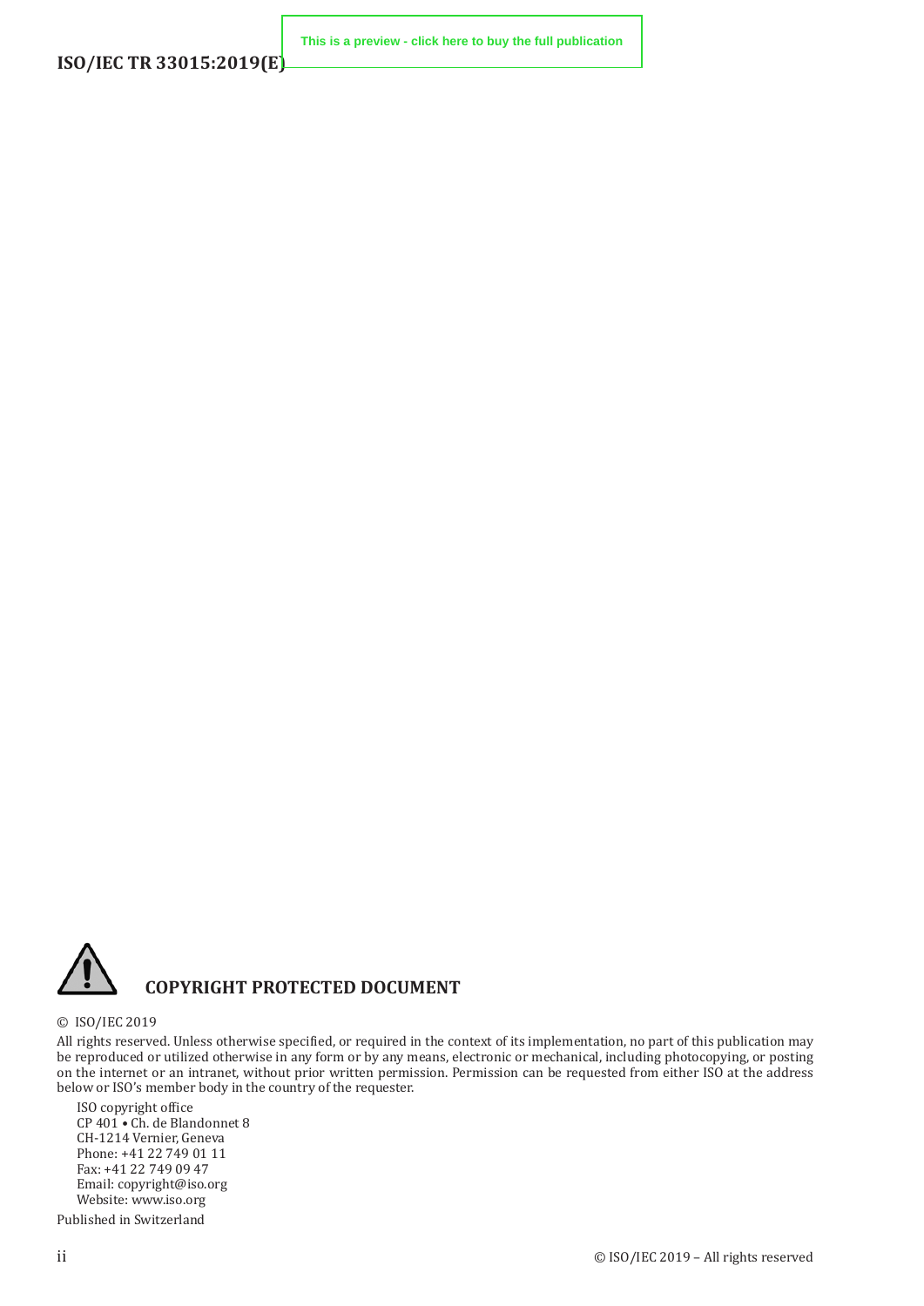**COPYRIGHT PROTECTED DOCUMENT**

© ISO/IEC 2019

All rights reserved. Unless otherwise specified, or required in the context of its implementation, no part of this publication may be reproduced or utilized otherwise in any form or by any means, electronic or mechanical, including photocopying, or posting on the internet or an intranet, without prior written permission. Permission can be requested from either ISO at the address below or ISO's member body in the country of the requester.

ISO copyright office
CP 401 • Ch. de Blandonnet 8
CH-1214 Vernier, Geneva
Phone: +41 22 749 01 11
Fax: +41 22 749 09 47
Email: copyright@iso.org
Website: www.iso.org

Published in Switzerland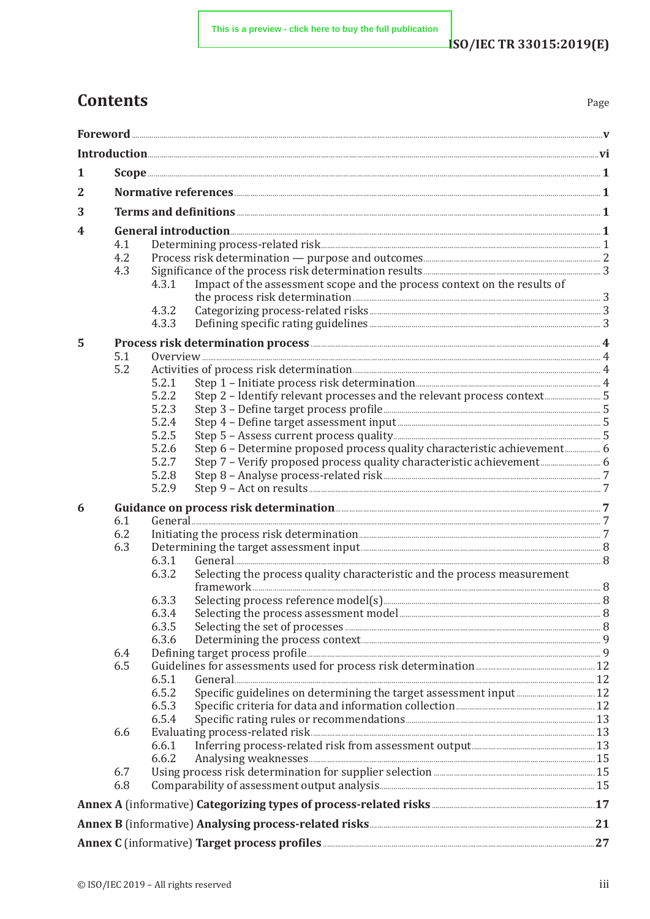# Contents

Page

- **Foreword** .......... **v**
- **Introduction** .......... **vi**
- **1 Scope** .......... **1**
- **2 Normative references** .......... **1**
- **3 Terms and definitions** .......... **1**
- **4 General introduction** .......... **1**
  - 4.1 Determining process-related risk .......... 1
  - 4.2 Process risk determination — purpose and outcomes .......... 2
  - 4.3 Significance of the process risk determination results .......... 3
    - 4.3.1 Impact of the assessment scope and the process context on the results of the process risk determination .......... 3
    - 4.3.2 Categorizing process-related risks .......... 3
    - 4.3.3 Defining specific rating guidelines .......... 3
- **5 Process risk determination process** .......... **4**
  - 5.1 Overview .......... 4
  - 5.2 Activities of process risk determination .......... 4
    - 5.2.1 Step 1 – Initiate process risk determination .......... 4
    - 5.2.2 Step 2 – Identify relevant processes and the relevant process context .......... 5
    - 5.2.3 Step 3 – Define target process profile .......... 5
    - 5.2.4 Step 4 – Define target assessment input .......... 5
    - 5.2.5 Step 5 – Assess current process quality .......... 5
    - 5.2.6 Step 6 – Determine proposed process quality characteristic achievement .......... 6
    - 5.2.7 Step 7 – Verify proposed process quality characteristic achievement .......... 6
    - 5.2.8 Step 8 – Analyse process-related risk .......... 7
    - 5.2.9 Step 9 – Act on results .......... 7
- **6 Guidance on process risk determination** .......... **7**
  - 6.1 General .......... 7
  - 6.2 Initiating the process risk determination .......... 7
  - 6.3 Determining the target assessment input .......... 8
    - 6.3.1 General .......... 8
    - 6.3.2 Selecting the process quality characteristic and the process measurement framework .......... 8
    - 6.3.3 Selecting process reference model(s) .......... 8
    - 6.3.4 Selecting the process assessment model .......... 8
    - 6.3.5 Selecting the set of processes .......... 8
    - 6.3.6 Determining the process context .......... 9
  - 6.4 Defining target process profile .......... 9
  - 6.5 Guidelines for assessments used for process risk determination .......... 12
    - 6.5.1 General .......... 12
    - 6.5.2 Specific guidelines on determining the target assessment input .......... 12
    - 6.5.3 Specific criteria for data and information collection .......... 12
    - 6.5.4 Specific rating rules or recommendations .......... 13
  - 6.6 Evaluating process-related risk .......... 13
    - 6.6.1 Inferring process-related risk from assessment output .......... 13
    - 6.6.2 Analysing weaknesses .......... 15
  - 6.7 Using process risk determination for supplier selection .......... 15
  - 6.8 Comparability of assessment output analysis .......... 15
- **Annex A** (informative) **Categorizing types of process-related risks** .......... **17**
- **Annex B** (informative) **Analysing process-related risks** .......... **21**
- **Annex C** (informative) **Target process profiles** .......... **27**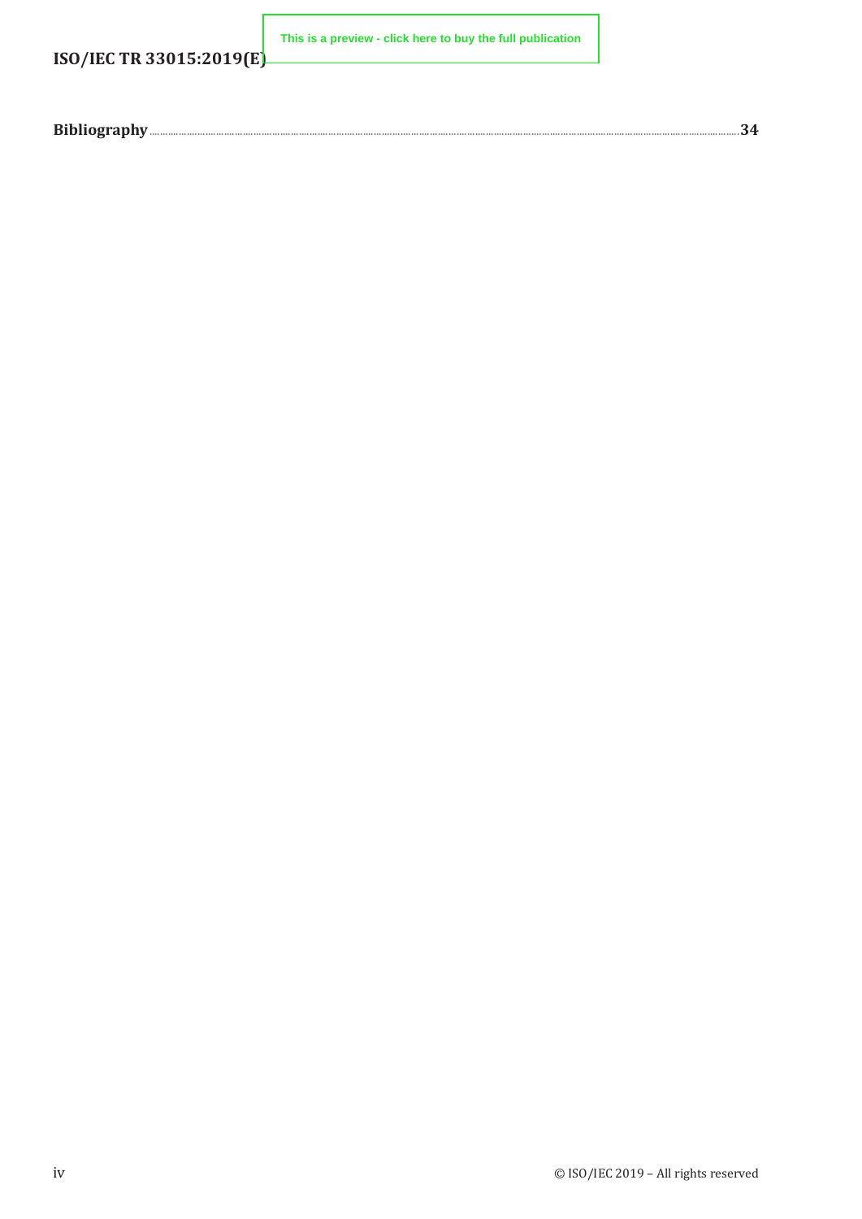**Bibliography** .......................................................................................................................................................................................................................... **34**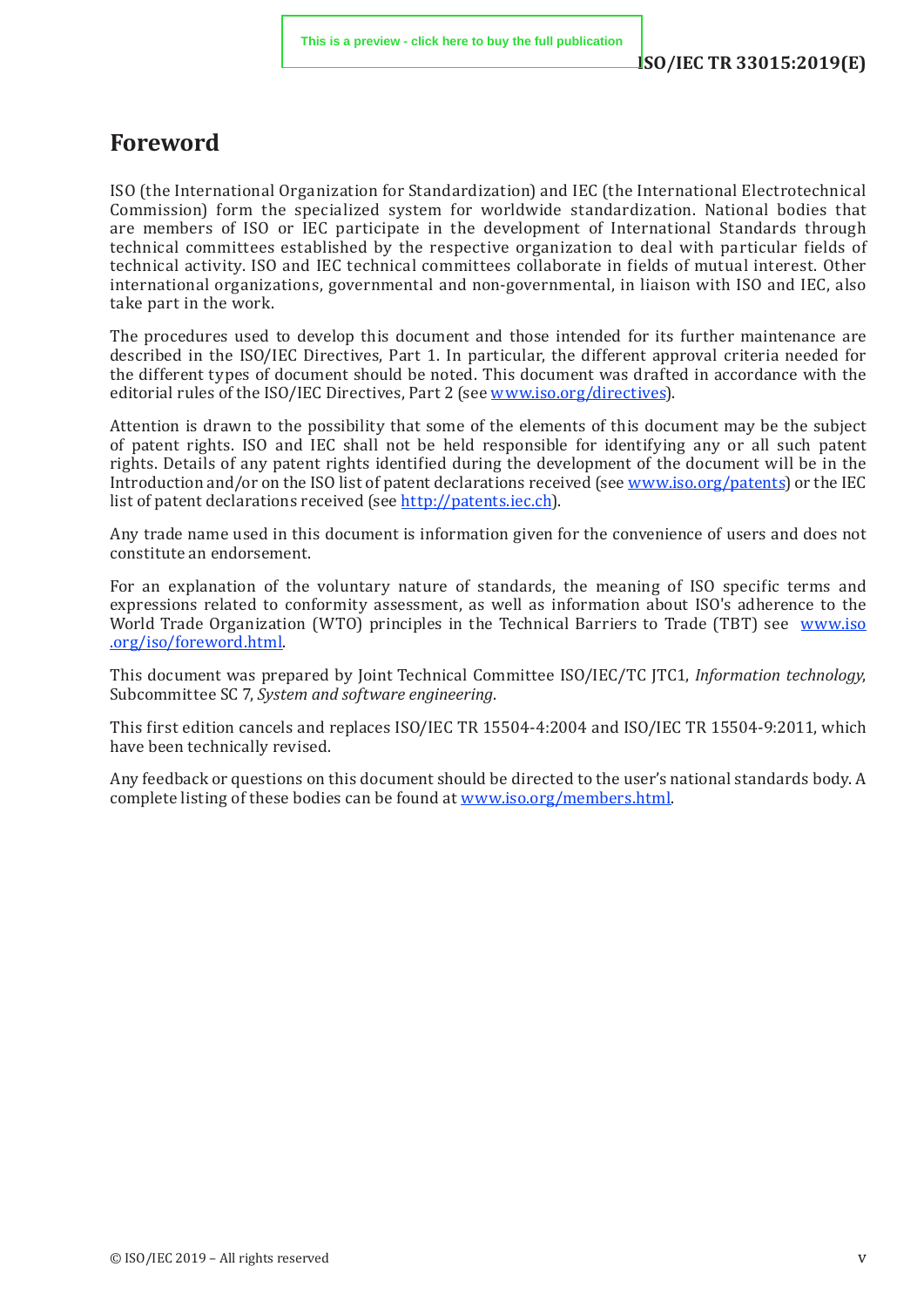# Foreword

ISO (the International Organization for Standardization) and IEC (the International Electrotechnical Commission) form the specialized system for worldwide standardization. National bodies that are members of ISO or IEC participate in the development of International Standards through technical committees established by the respective organization to deal with particular fields of technical activity. ISO and IEC technical committees collaborate in fields of mutual interest. Other international organizations, governmental and non-governmental, in liaison with ISO and IEC, also take part in the work.

The procedures used to develop this document and those intended for its further maintenance are described in the ISO/IEC Directives, Part 1. In particular, the different approval criteria needed for the different types of document should be noted. This document was drafted in accordance with the editorial rules of the ISO/IEC Directives, Part 2 (see www.iso.org/directives).

Attention is drawn to the possibility that some of the elements of this document may be the subject of patent rights. ISO and IEC shall not be held responsible for identifying any or all such patent rights. Details of any patent rights identified during the development of the document will be in the Introduction and/or on the ISO list of patent declarations received (see www.iso.org/patents) or the IEC list of patent declarations received (see http://patents.iec.ch).

Any trade name used in this document is information given for the convenience of users and does not constitute an endorsement.

For an explanation of the voluntary nature of standards, the meaning of ISO specific terms and expressions related to conformity assessment, as well as information about ISO's adherence to the World Trade Organization (WTO) principles in the Technical Barriers to Trade (TBT) see www.iso.org/iso/foreword.html.

This document was prepared by Joint Technical Committee ISO/IEC/TC JTC1, *Information technology*, Subcommittee SC 7, *System and software engineering*.

This first edition cancels and replaces ISO/IEC TR 15504-4:2004 and ISO/IEC TR 15504-9:2011, which have been technically revised.

Any feedback or questions on this document should be directed to the user's national standards body. A complete listing of these bodies can be found at www.iso.org/members.html.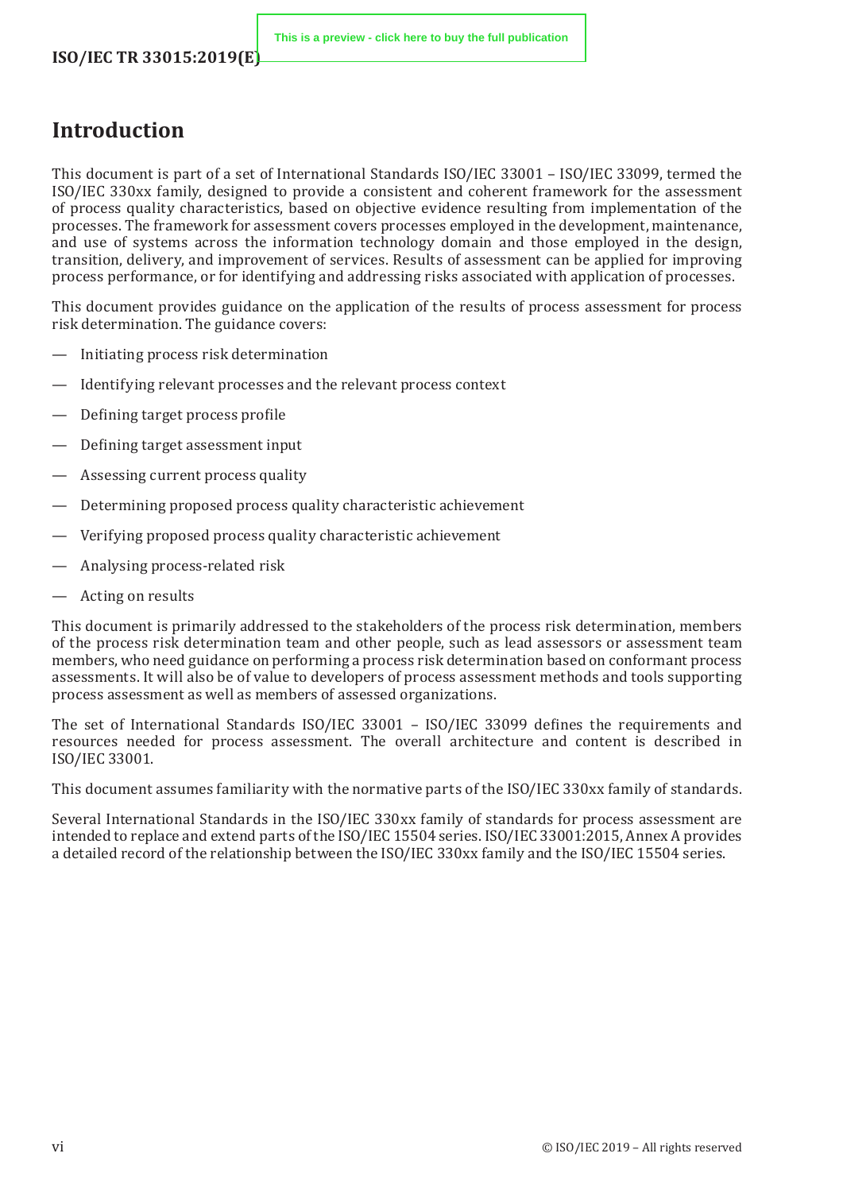# Introduction

This document is part of a set of International Standards ISO/IEC 33001 – ISO/IEC 33099, termed the ISO/IEC 330xx family, designed to provide a consistent and coherent framework for the assessment of process quality characteristics, based on objective evidence resulting from implementation of the processes. The framework for assessment covers processes employed in the development, maintenance, and use of systems across the information technology domain and those employed in the design, transition, delivery, and improvement of services. Results of assessment can be applied for improving process performance, or for identifying and addressing risks associated with application of processes.

This document provides guidance on the application of the results of process assessment for process risk determination. The guidance covers:

- Initiating process risk determination
- Identifying relevant processes and the relevant process context
- Defining target process profile
- Defining target assessment input
- Assessing current process quality
- Determining proposed process quality characteristic achievement
- Verifying proposed process quality characteristic achievement
- Analysing process-related risk
- Acting on results

This document is primarily addressed to the stakeholders of the process risk determination, members of the process risk determination team and other people, such as lead assessors or assessment team members, who need guidance on performing a process risk determination based on conformant process assessments. It will also be of value to developers of process assessment methods and tools supporting process assessment as well as members of assessed organizations.

The set of International Standards ISO/IEC 33001 – ISO/IEC 33099 defines the requirements and resources needed for process assessment. The overall architecture and content is described in ISO/IEC 33001.

This document assumes familiarity with the normative parts of the ISO/IEC 330xx family of standards.

Several International Standards in the ISO/IEC 330xx family of standards for process assessment are intended to replace and extend parts of the ISO/IEC 15504 series. ISO/IEC 33001:2015, Annex A provides a detailed record of the relationship between the ISO/IEC 330xx family and the ISO/IEC 15504 series.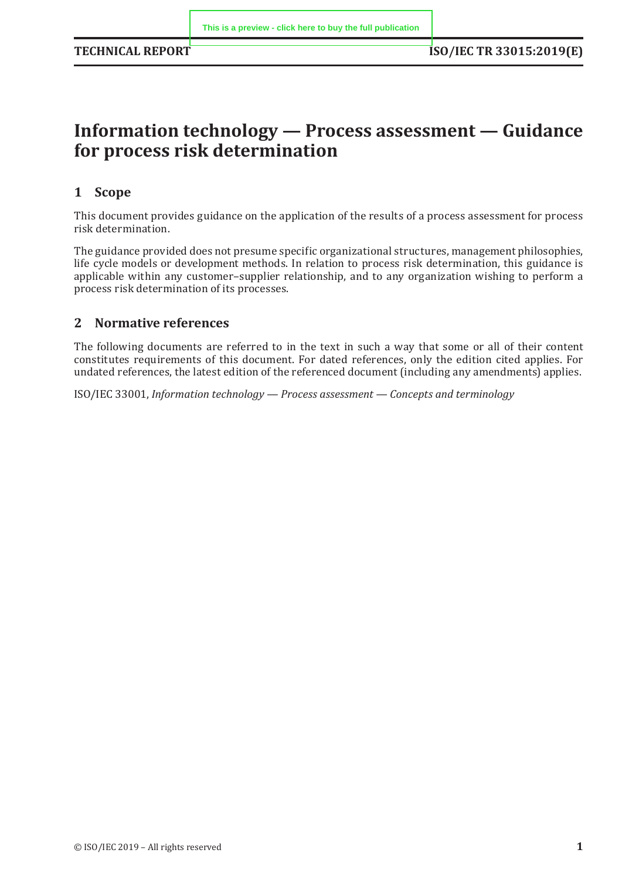# Information technology — Process assessment — Guidance for process risk determination

## 1 Scope

This document provides guidance on the application of the results of a process assessment for process risk determination.

The guidance provided does not presume specific organizational structures, management philosophies, life cycle models or development methods. In relation to process risk determination, this guidance is applicable within any customer–supplier relationship, and to any organization wishing to perform a process risk determination of its processes.

## 2 Normative references

The following documents are referred to in the text in such a way that some or all of their content constitutes requirements of this document. For dated references, only the edition cited applies. For undated references, the latest edition of the referenced document (including any amendments) applies.

ISO/IEC 33001, *Information technology — Process assessment — Concepts and terminology*